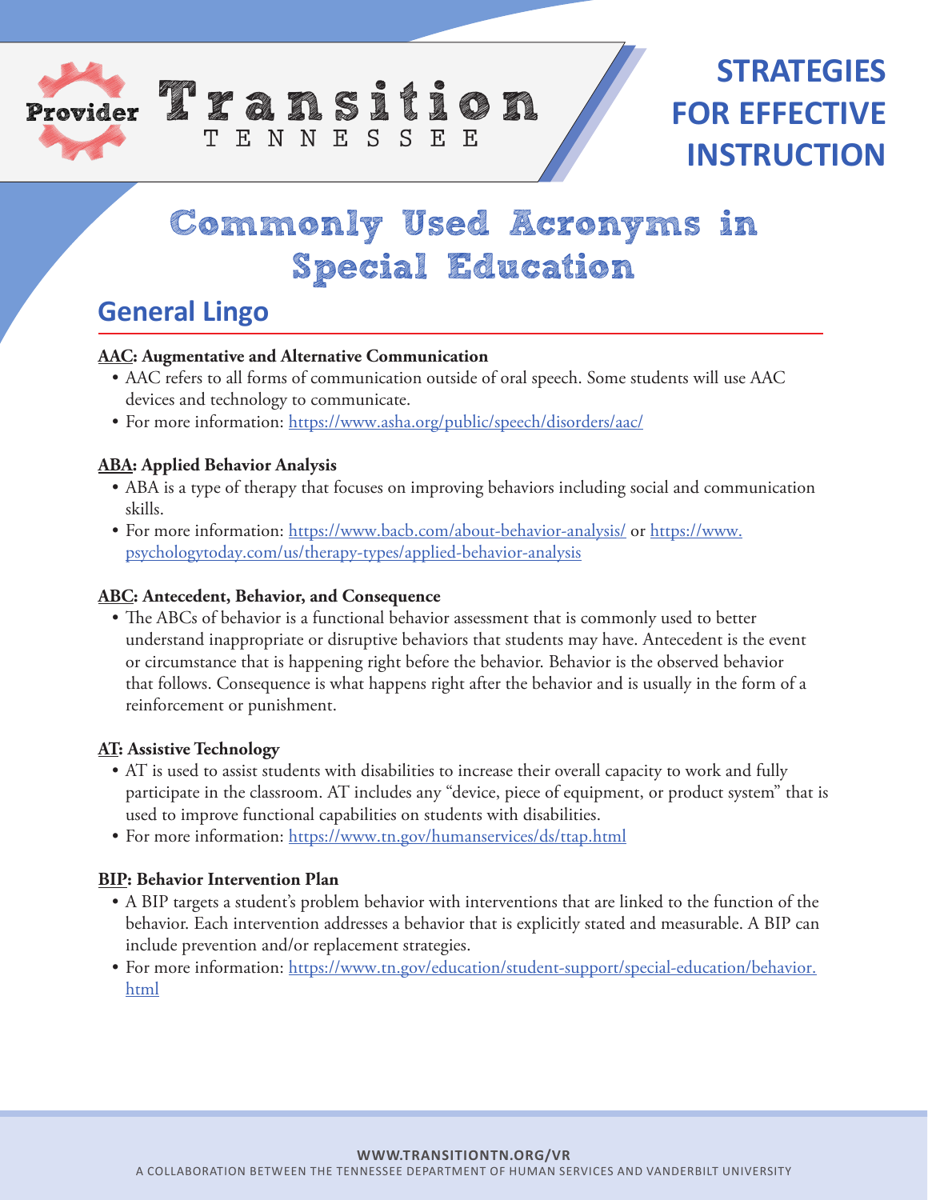Provider Transition TENNESSEE

**STRATEGIES FOR EFFECTIVE INSTRUCTION**

# Commonly Used Acronyms in Special Education

## General Lingo

**AAC: Augmentative and Alternative Communication**

- AAC refers to all forms of communication outside of oral speech. Some students will use AAC devices and technology to communicate.
- For more information: https://www.asha.org/public/speech/disorders/aac/

**ABA: Applied Behavior Analysis**

- ABA is a type of therapy that focuses on improving behaviors including social and communication skills.
- For more information: https://www.bacb.com/about-behavior-analysis/ or https://www.psychologytoday.com/us/therapy-types/applied-behavior-analysis

**ABC: Antecedent, Behavior, and Consequence**

- The ABCs of behavior is a functional behavior assessment that is commonly used to better understand inappropriate or disruptive behaviors that students may have. Antecedent is the event or circumstance that is happening right before the behavior. Behavior is the observed behavior that follows. Consequence is what happens right after the behavior and is usually in the form of a reinforcement or punishment.

**AT: Assistive Technology**

- AT is used to assist students with disabilities to increase their overall capacity to work and fully participate in the classroom. AT includes any "device, piece of equipment, or product system" that is used to improve functional capabilities on students with disabilities.
- For more information: https://www.tn.gov/humanservices/ds/ttap.html

**BIP: Behavior Intervention Plan**

- A BIP targets a student's problem behavior with interventions that are linked to the function of the behavior. Each intervention addresses a behavior that is explicitly stated and measurable. A BIP can include prevention and/or replacement strategies.
- For more information: https://www.tn.gov/education/student-support/special-education/behavior.html

WWW.TRANSITIONTN.ORG/VR

A COLLABORATION BETWEEN THE TENNESSEE DEPARTMENT OF HUMAN SERVICES AND VANDERBILT UNIVERSITY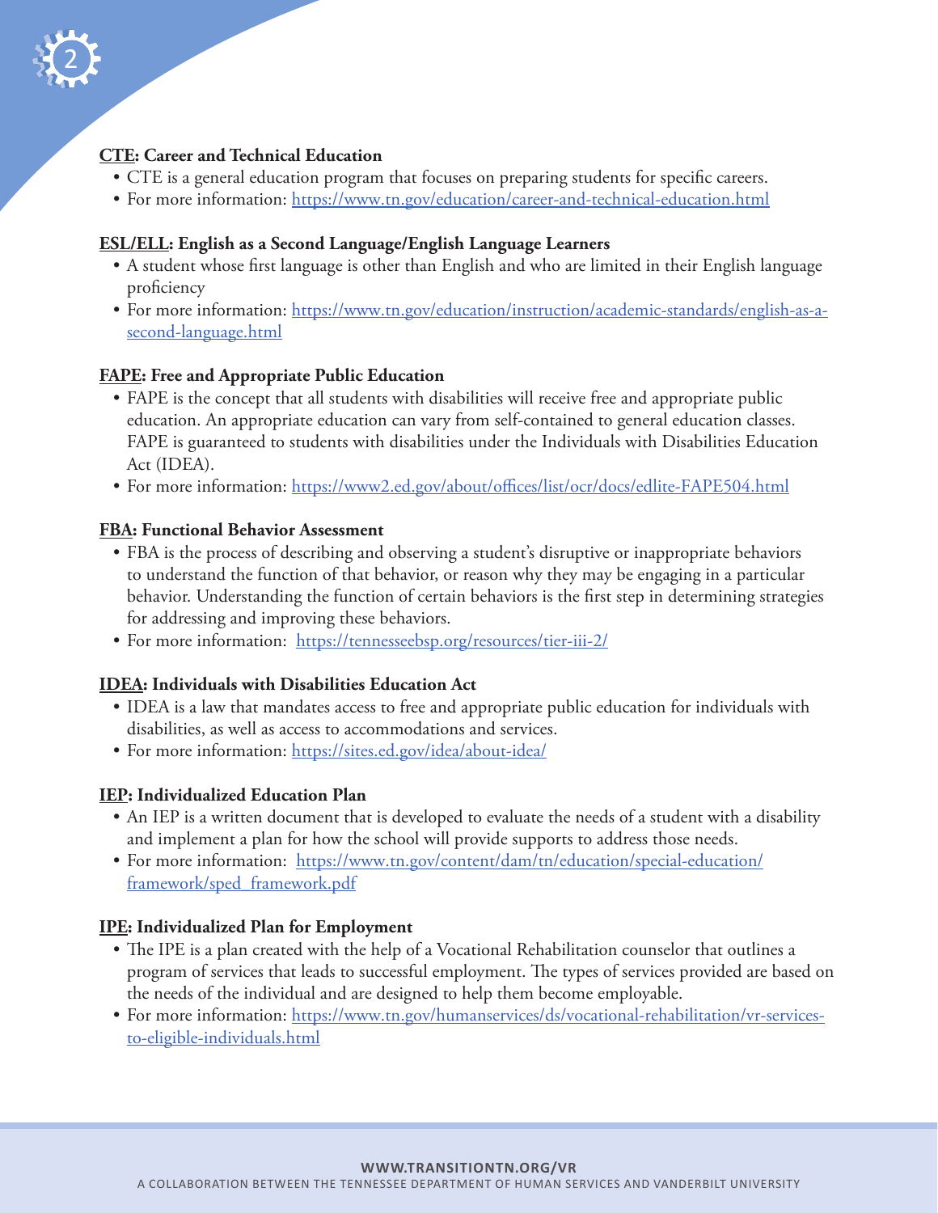**CTE: Career and Technical Education**

- CTE is a general education program that focuses on preparing students for specific careers.
- For more information: https://www.tn.gov/education/career-and-technical-education.html

**ESL/ELL: English as a Second Language/English Language Learners**

- A student whose first language is other than English and who are limited in their English language proficiency
- For more information: https://www.tn.gov/education/instruction/academic-standards/english-as-a-second-language.html

**FAPE: Free and Appropriate Public Education**

- FAPE is the concept that all students with disabilities will receive free and appropriate public education. An appropriate education can vary from self-contained to general education classes. FAPE is guaranteed to students with disabilities under the Individuals with Disabilities Education Act (IDEA).
- For more information: https://www2.ed.gov/about/offices/list/ocr/docs/edlite-FAPE504.html

**FBA: Functional Behavior Assessment**

- FBA is the process of describing and observing a student's disruptive or inappropriate behaviors to understand the function of that behavior, or reason why they may be engaging in a particular behavior. Understanding the function of certain behaviors is the first step in determining strategies for addressing and improving these behaviors.
- For more information: https://tennesseebsp.org/resources/tier-iii-2/

**IDEA: Individuals with Disabilities Education Act**

- IDEA is a law that mandates access to free and appropriate public education for individuals with disabilities, as well as access to accommodations and services.
- For more information: https://sites.ed.gov/idea/about-idea/

**IEP: Individualized Education Plan**

- An IEP is a written document that is developed to evaluate the needs of a student with a disability and implement a plan for how the school will provide supports to address those needs.
- For more information: https://www.tn.gov/content/dam/tn/education/special-education/framework/sped_framework.pdf

**IPE: Individualized Plan for Employment**

- The IPE is a plan created with the help of a Vocational Rehabilitation counselor that outlines a program of services that leads to successful employment. The types of services provided are based on the needs of the individual and are designed to help them become employable.
- For more information: https://www.tn.gov/humanservices/ds/vocational-rehabilitation/vr-services-to-eligible-individuals.html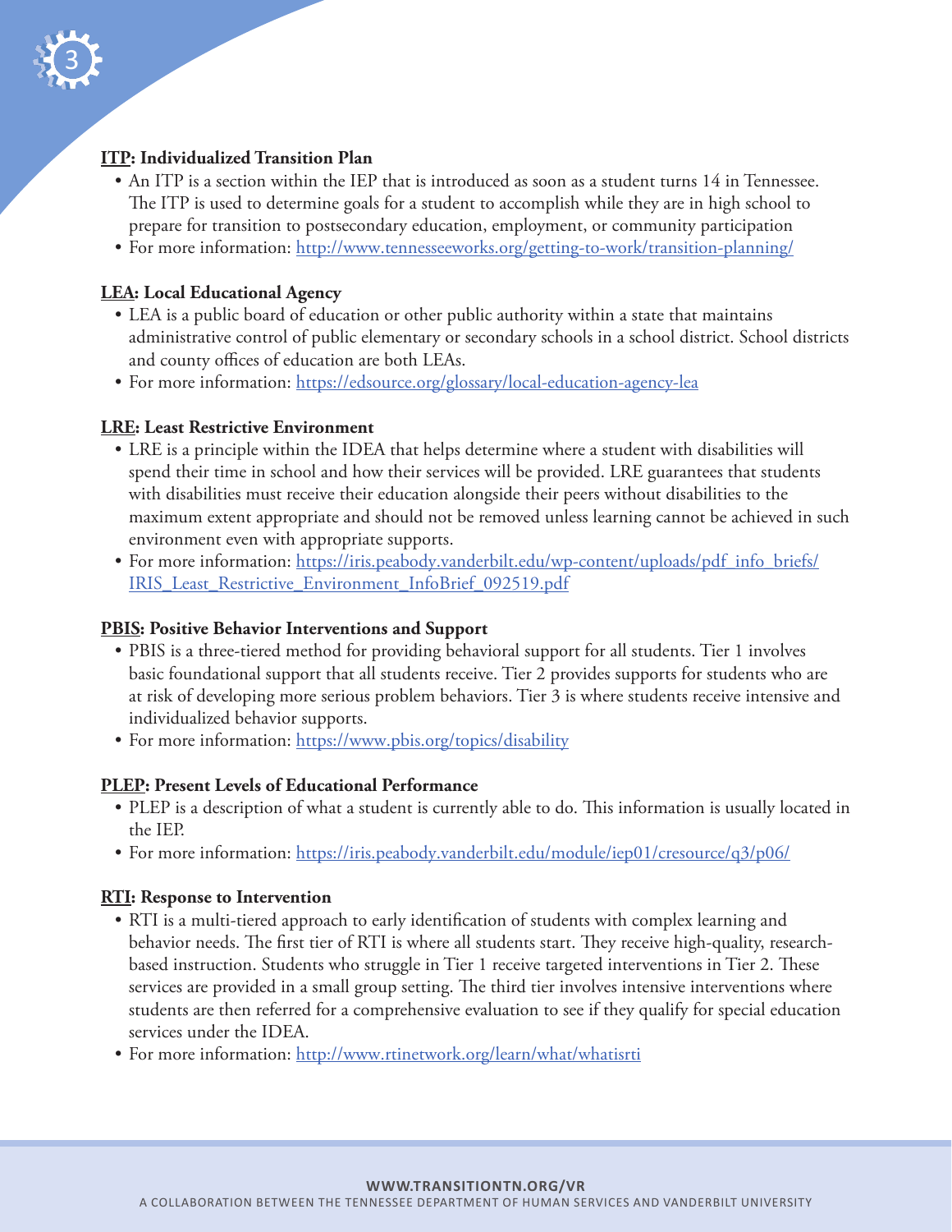**ITP: Individualized Transition Plan**

- An ITP is a section within the IEP that is introduced as soon as a student turns 14 in Tennessee. The ITP is used to determine goals for a student to accomplish while they are in high school to prepare for transition to postsecondary education, employment, or community participation
- For more information: http://www.tennesseeworks.org/getting-to-work/transition-planning/

**LEA: Local Educational Agency**

- LEA is a public board of education or other public authority within a state that maintains administrative control of public elementary or secondary schools in a school district. School districts and county offices of education are both LEAs.
- For more information: https://edsource.org/glossary/local-education-agency-lea

**LRE: Least Restrictive Environment**

- LRE is a principle within the IDEA that helps determine where a student with disabilities will spend their time in school and how their services will be provided. LRE guarantees that students with disabilities must receive their education alongside their peers without disabilities to the maximum extent appropriate and should not be removed unless learning cannot be achieved in such environment even with appropriate supports.
- For more information: https://iris.peabody.vanderbilt.edu/wp-content/uploads/pdf_info_briefs/IRIS_Least_Restrictive_Environment_InfoBrief_092519.pdf

**PBIS: Positive Behavior Interventions and Support**

- PBIS is a three-tiered method for providing behavioral support for all students. Tier 1 involves basic foundational support that all students receive. Tier 2 provides supports for students who are at risk of developing more serious problem behaviors. Tier 3 is where students receive intensive and individualized behavior supports.
- For more information: https://www.pbis.org/topics/disability

**PLEP: Present Levels of Educational Performance**

- PLEP is a description of what a student is currently able to do. This information is usually located in the IEP.
- For more information: https://iris.peabody.vanderbilt.edu/module/iep01/cresource/q3/p06/

**RTI: Response to Intervention**

- RTI is a multi-tiered approach to early identification of students with complex learning and behavior needs. The first tier of RTI is where all students start. They receive high-quality, research-based instruction. Students who struggle in Tier 1 receive targeted interventions in Tier 2. These services are provided in a small group setting. The third tier involves intensive interventions where students are then referred for a comprehensive evaluation to see if they qualify for special education services under the IDEA.
- For more information: http://www.rtinetwork.org/learn/what/whatisrti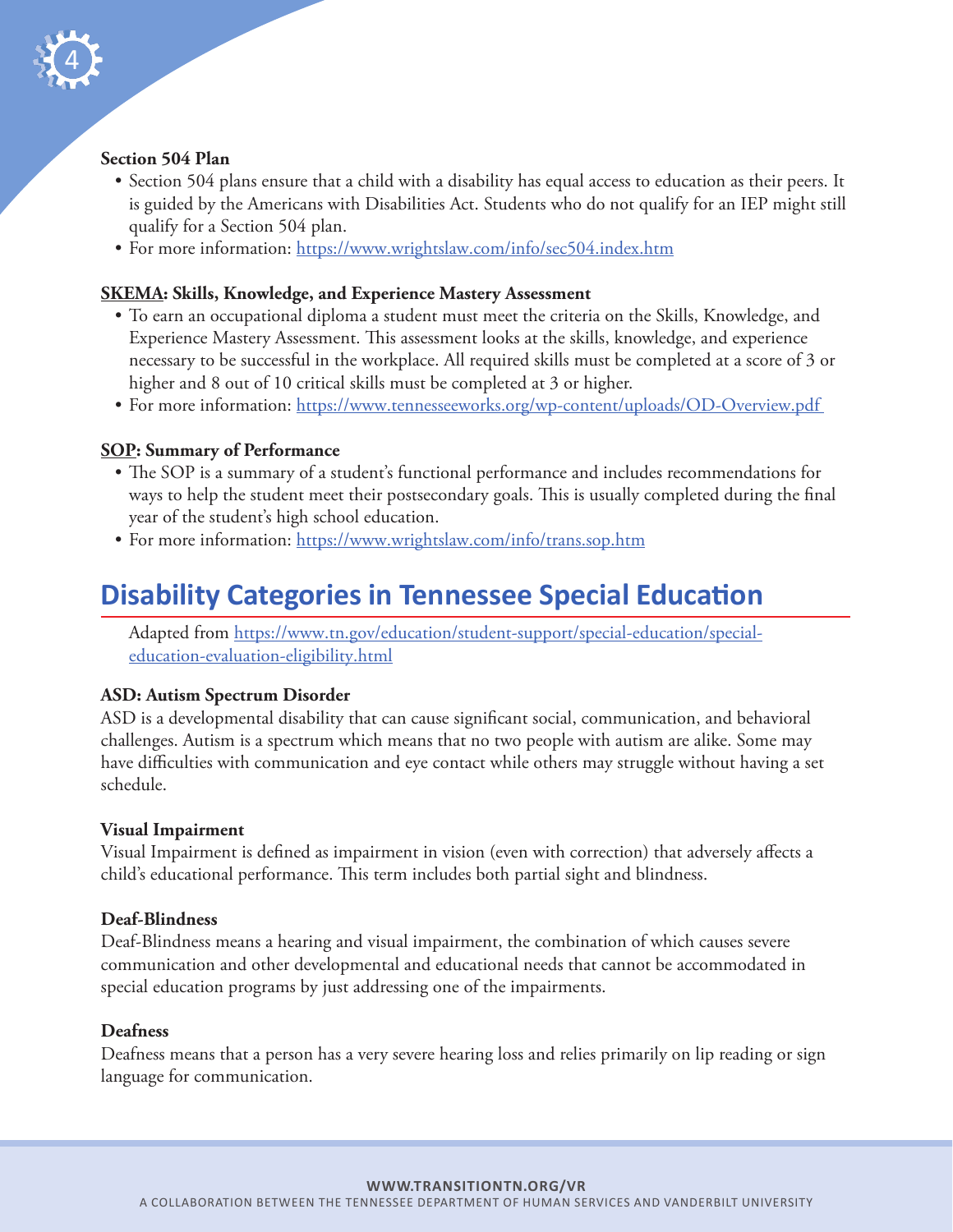**Section 504 Plan**

- Section 504 plans ensure that a child with a disability has equal access to education as their peers. It is guided by the Americans with Disabilities Act. Students who do not qualify for an IEP might still qualify for a Section 504 plan.
- For more information: https://www.wrightslaw.com/info/sec504.index.htm

**SKEMA: Skills, Knowledge, and Experience Mastery Assessment**

- To earn an occupational diploma a student must meet the criteria on the Skills, Knowledge, and Experience Mastery Assessment. This assessment looks at the skills, knowledge, and experience necessary to be successful in the workplace. All required skills must be completed at a score of 3 or higher and 8 out of 10 critical skills must be completed at 3 or higher.
- For more information: https://www.tennesseeworks.org/wp-content/uploads/OD-Overview.pdf

**SOP: Summary of Performance**

- The SOP is a summary of a student's functional performance and includes recommendations for ways to help the student meet their postsecondary goals. This is usually completed during the final year of the student's high school education.
- For more information: https://www.wrightslaw.com/info/trans.sop.htm

## Disability Categories in Tennessee Special Education

Adapted from https://www.tn.gov/education/student-support/special-education/special-education-evaluation-eligibility.html

**ASD: Autism Spectrum Disorder**

ASD is a developmental disability that can cause significant social, communication, and behavioral challenges. Autism is a spectrum which means that no two people with autism are alike. Some may have difficulties with communication and eye contact while others may struggle without having a set schedule.

**Visual Impairment**

Visual Impairment is defined as impairment in vision (even with correction) that adversely affects a child's educational performance. This term includes both partial sight and blindness.

**Deaf-Blindness**

Deaf-Blindness means a hearing and visual impairment, the combination of which causes severe communication and other developmental and educational needs that cannot be accommodated in special education programs by just addressing one of the impairments.

**Deafness**

Deafness means that a person has a very severe hearing loss and relies primarily on lip reading or sign language for communication.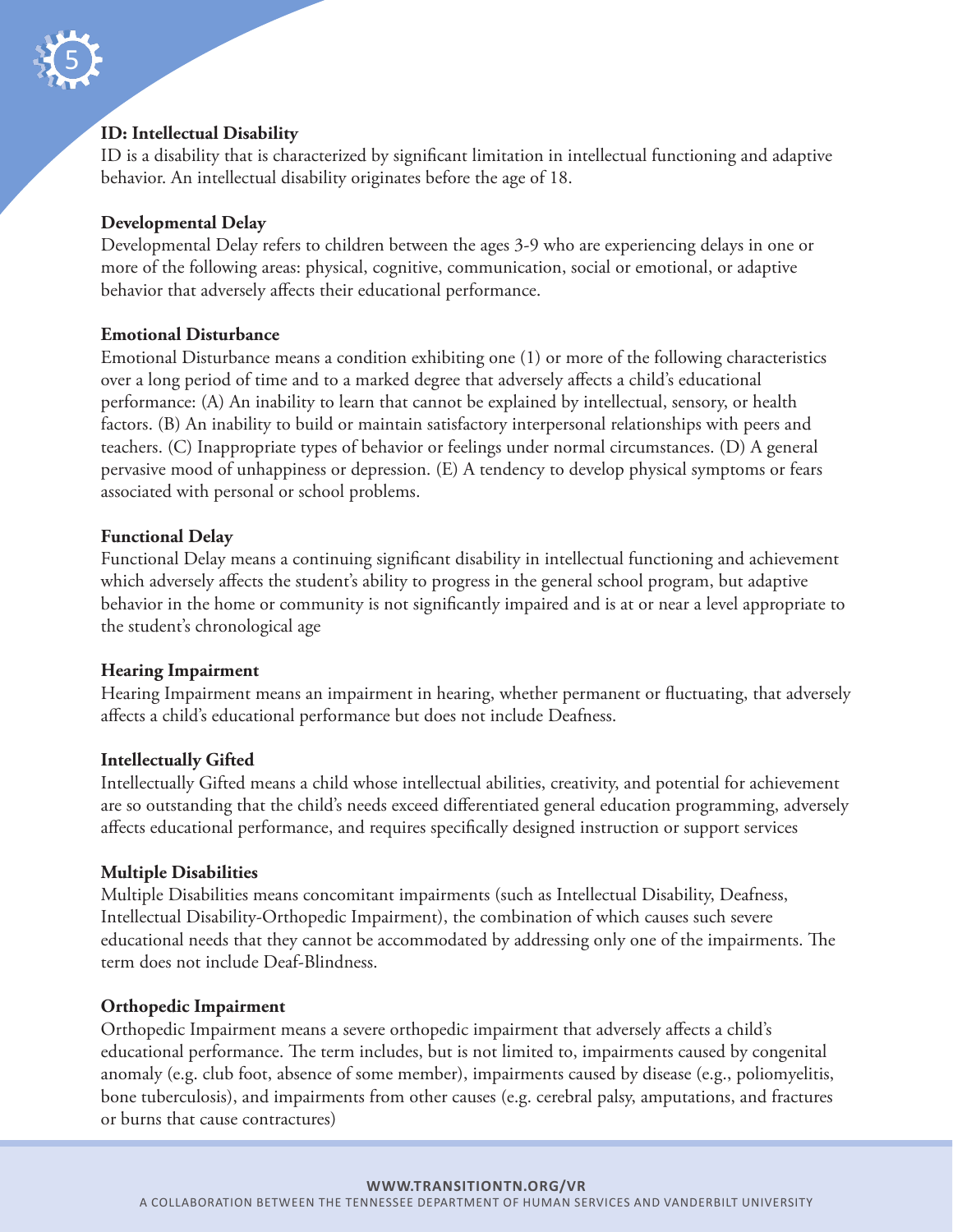**ID: Intellectual Disability**
ID is a disability that is characterized by significant limitation in intellectual functioning and adaptive behavior. An intellectual disability originates before the age of 18.

**Developmental Delay**
Developmental Delay refers to children between the ages 3-9 who are experiencing delays in one or more of the following areas: physical, cognitive, communication, social or emotional, or adaptive behavior that adversely affects their educational performance.

**Emotional Disturbance**
Emotional Disturbance means a condition exhibiting one (1) or more of the following characteristics over a long period of time and to a marked degree that adversely affects a child's educational performance: (A) An inability to learn that cannot be explained by intellectual, sensory, or health factors. (B) An inability to build or maintain satisfactory interpersonal relationships with peers and teachers. (C) Inappropriate types of behavior or feelings under normal circumstances. (D) A general pervasive mood of unhappiness or depression. (E) A tendency to develop physical symptoms or fears associated with personal or school problems.

**Functional Delay**
Functional Delay means a continuing significant disability in intellectual functioning and achievement which adversely affects the student's ability to progress in the general school program, but adaptive behavior in the home or community is not significantly impaired and is at or near a level appropriate to the student's chronological age

**Hearing Impairment**
Hearing Impairment means an impairment in hearing, whether permanent or fluctuating, that adversely affects a child's educational performance but does not include Deafness.

**Intellectually Gifted**
Intellectually Gifted means a child whose intellectual abilities, creativity, and potential for achievement are so outstanding that the child's needs exceed differentiated general education programming, adversely affects educational performance, and requires specifically designed instruction or support services

**Multiple Disabilities**
Multiple Disabilities means concomitant impairments (such as Intellectual Disability, Deafness, Intellectual Disability-Orthopedic Impairment), the combination of which causes such severe educational needs that they cannot be accommodated by addressing only one of the impairments. The term does not include Deaf-Blindness.

**Orthopedic Impairment**
Orthopedic Impairment means a severe orthopedic impairment that adversely affects a child's educational performance. The term includes, but is not limited to, impairments caused by congenital anomaly (e.g. club foot, absence of some member), impairments caused by disease (e.g., poliomyelitis, bone tuberculosis), and impairments from other causes (e.g. cerebral palsy, amputations, and fractures or burns that cause contractures)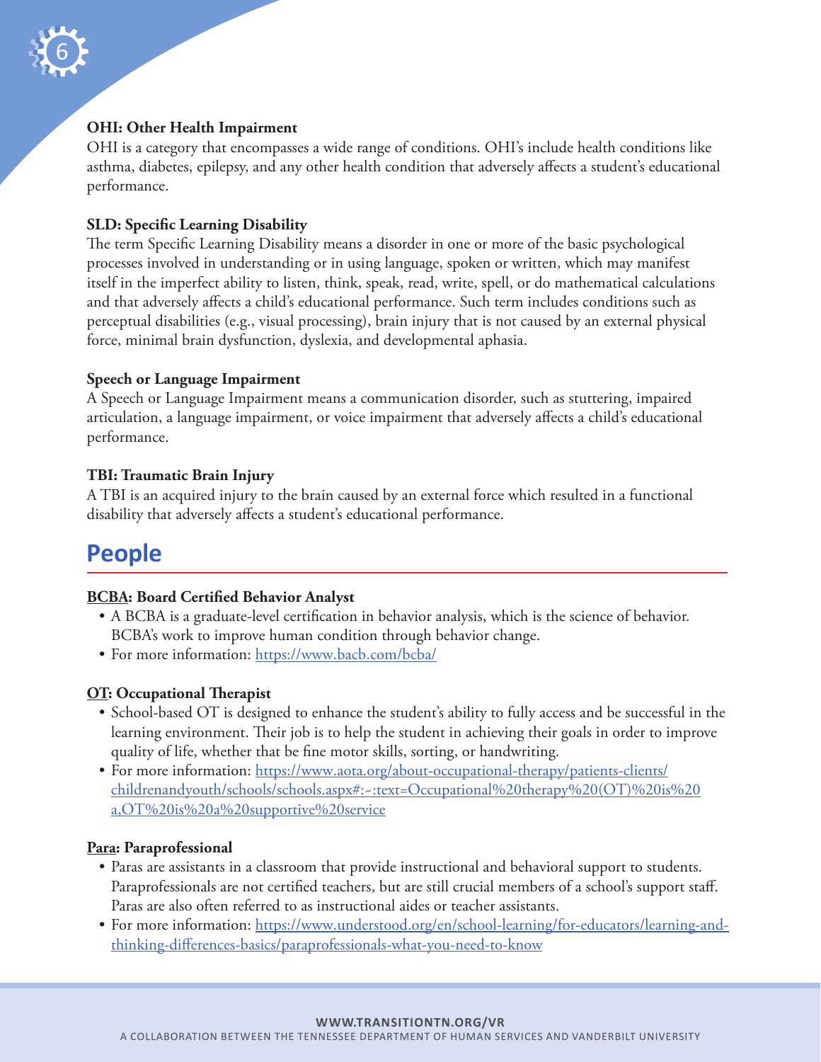**OHI: Other Health Impairment**

OHI is a category that encompasses a wide range of conditions. OHI's include health conditions like asthma, diabetes, epilepsy, and any other health condition that adversely affects a student's educational performance.

**SLD: Specific Learning Disability**

The term Specific Learning Disability means a disorder in one or more of the basic psychological processes involved in understanding or in using language, spoken or written, which may manifest itself in the imperfect ability to listen, think, speak, read, write, spell, or do mathematical calculations and that adversely affects a child's educational performance. Such term includes conditions such as perceptual disabilities (e.g., visual processing), brain injury that is not caused by an external physical force, minimal brain dysfunction, dyslexia, and developmental aphasia.

**Speech or Language Impairment**

A Speech or Language Impairment means a communication disorder, such as stuttering, impaired articulation, a language impairment, or voice impairment that adversely affects a child's educational performance.

**TBI: Traumatic Brain Injury**

A TBI is an acquired injury to the brain caused by an external force which resulted in a functional disability that adversely affects a student's educational performance.

## People

**BCBA: Board Certified Behavior Analyst**

- A BCBA is a graduate-level certification in behavior analysis, which is the science of behavior. BCBA's work to improve human condition through behavior change.
- For more information: https://www.bacb.com/bcba/

**OT: Occupational Therapist**

- School-based OT is designed to enhance the student's ability to fully access and be successful in the learning environment. Their job is to help the student in achieving their goals in order to improve quality of life, whether that be fine motor skills, sorting, or handwriting.
- For more information: https://www.aota.org/about-occupational-therapy/patients-clients/childrenandyouth/schools/schools.aspx#:~:text=Occupational%20therapy%20(OT)%20is%20a,OT%20is%20a%20supportive%20service

**Para: Paraprofessional**

- Paras are assistants in a classroom that provide instructional and behavioral support to students. Paraprofessionals are not certified teachers, but are still crucial members of a school's support staff. Paras are also often referred to as instructional aides or teacher assistants.
- For more information: https://www.understood.org/en/school-learning/for-educators/learning-and-thinking-differences-basics/paraprofessionals-what-you-need-to-know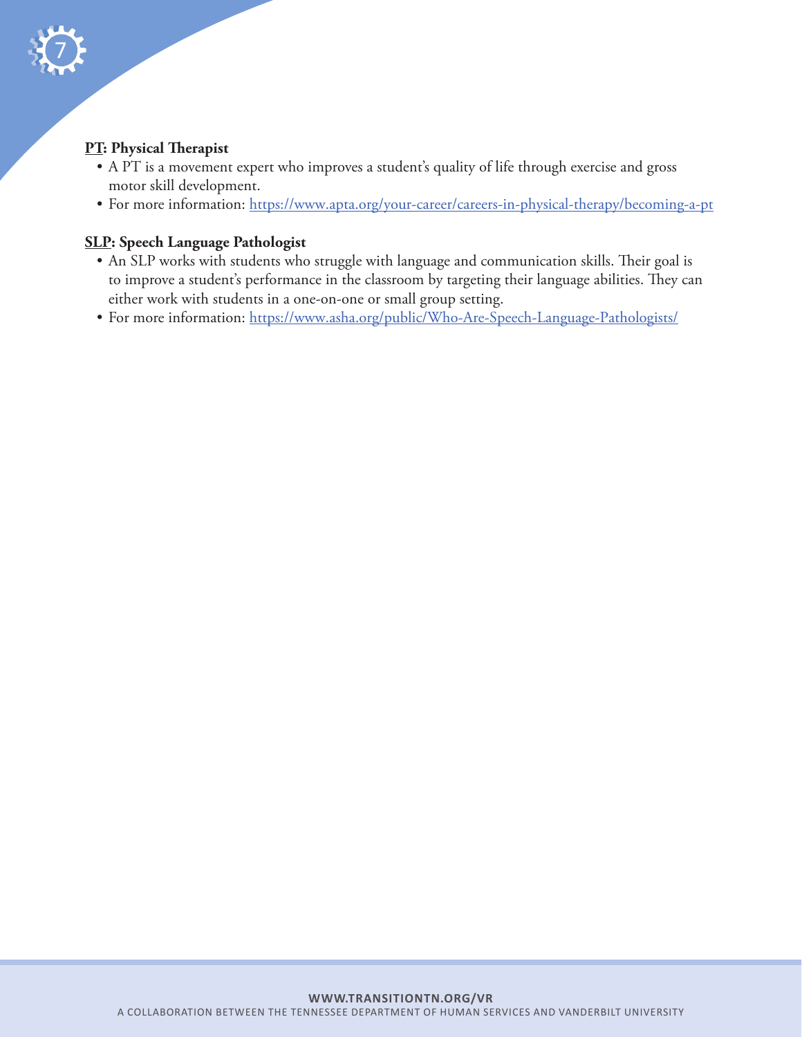**<u>PT</u>: Physical Therapist**

- A PT is a movement expert who improves a student's quality of life through exercise and gross motor skill development.
- For more information: https://www.apta.org/your-career/careers-in-physical-therapy/becoming-a-pt

**<u>SLP</u>: Speech Language Pathologist**

- An SLP works with students who struggle with language and communication skills. Their goal is to improve a student's performance in the classroom by targeting their language abilities. They can either work with students in a one-on-one or small group setting.
- For more information: https://www.asha.org/public/Who-Are-Speech-Language-Pathologists/